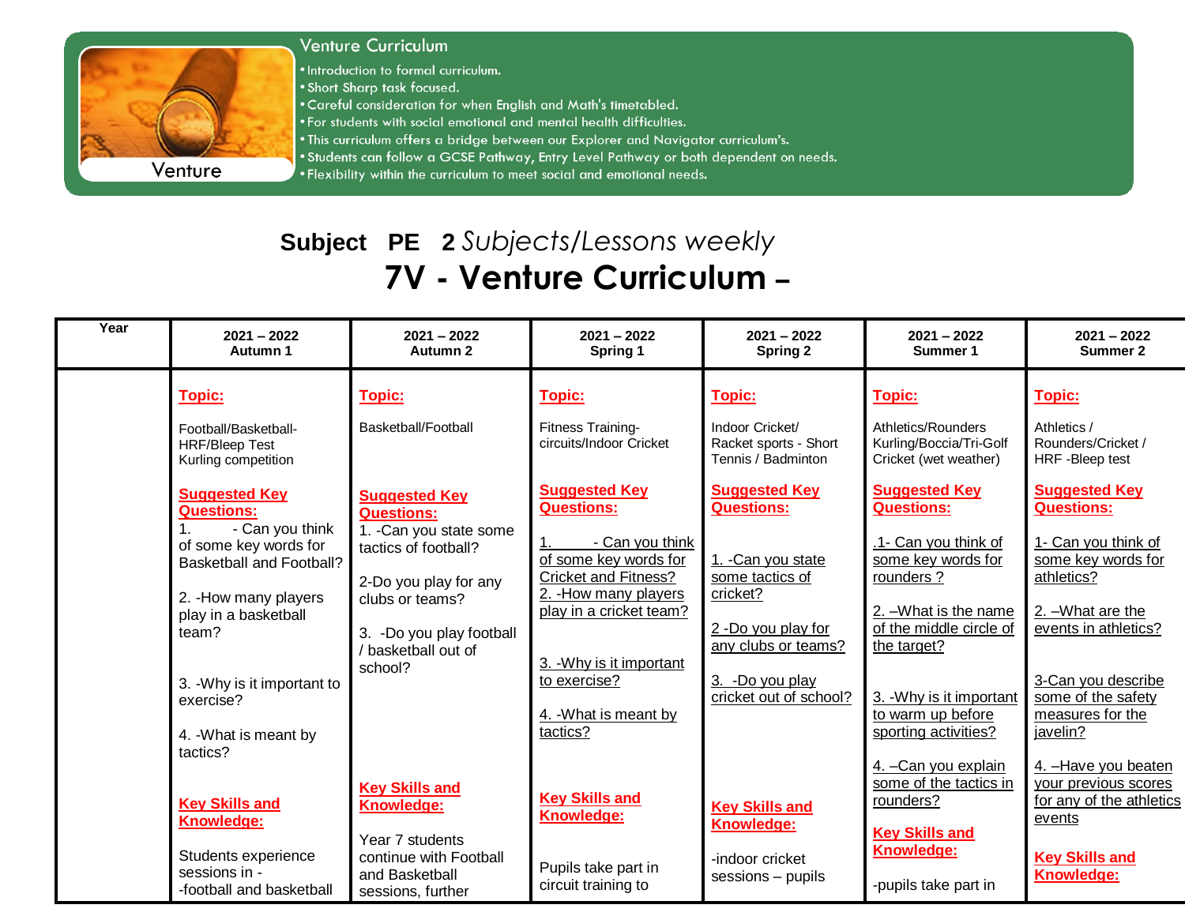## Venture Curriculum

- Introduction to formal curriculum.
- Short Sharp task focused.
- Careful consideration for when English and Math's timetabled.
- For students with social emotional and mental health difficulties.
- This curriculum offers a bridge between our Explorer and Navigator curriculum's.
- Students can follow a GCSE Pathway, Entry Level Pathway or both dependent on needs.
- Flexibility within the curriculum to meet social and emotional needs.

Venture

# **Subject PE 2** *Subjects/Lessons weekly*

# 7V - Venture Curriculum –

| Year | 2021 – 2022 Autumn 1 | 2021 – 2022 Autumn 2 | 2021 – 2022 Spring 1 | 2021 – 2022 Spring 2 | 2021 – 2022 Summer 1 | 2021 – 2022 Summer 2 |
|---|---|---|---|---|---|---|
| | **Topic:**<br><br>Football/Basketball-HRF/Bleep Test<br>Kurling competition<br><br>**Suggested Key Questions:**<br>1. - Can you think of some key words for Basketball and Football?<br><br>2. -How many players play in a basketball team?<br><br>3. -Why is it important to exercise?<br><br>4. -What is meant by tactics?<br><br>**Key Skills and Knowledge:**<br><br>Students experience sessions in -<br>-football and basketball | **Topic:**<br><br>Basketball/Football<br><br>**Suggested Key Questions:**<br>1. -Can you state some tactics of football?<br><br>2-Do you play for any clubs or teams?<br><br>3. -Do you play football / basketball out of school?<br><br>**Key Skills and Knowledge:**<br><br>Year 7 students continue with Football and Basketball sessions, further | **Topic:**<br><br>Fitness Training-circuits/Indoor Cricket<br><br>**Suggested Key Questions:**<br><br>1. - Can you think of some key words for Cricket and Fitness?<br>2. -How many players play in a cricket team?<br><br>3. -Why is it important to exercise?<br><br>4. -What is meant by tactics?<br><br>**Key Skills and Knowledge:**<br><br>Pupils take part in circuit training to | **Topic:**<br><br>Indoor Cricket/<br>Racket sports - Short Tennis / Badminton<br><br>**Suggested Key Questions:**<br><br>1. -Can you state some tactics of cricket?<br><br>2 -Do you play for any clubs or teams?<br><br>3. -Do you play cricket out of school?<br><br>**Key Skills and Knowledge:**<br><br>-indoor cricket sessions – pupils | **Topic:**<br><br>Athletics/Rounders<br>Kurling/Boccia/Tri-Golf<br>Cricket (wet weather)<br><br>**Suggested Key Questions:**<br><br>.1- Can you think of some key words for rounders ?<br><br>2. –What is the name of the middle circle of the target?<br><br>3. -Why is it important to warm up before sporting activities?<br><br>4. –Can you explain some of the tactics in rounders?<br><br>**Key Skills and Knowledge:**<br><br>-pupils take part in | **Topic:**<br><br>Athletics /<br>Rounders/Cricket /<br>HRF -Bleep test<br><br>**Suggested Key Questions:**<br><br>1- Can you think of some key words for athletics?<br><br>2. –What are the events in athletics?<br><br>3-Can you describe some of the safety measures for the javelin?<br><br>4. –Have you beaten your previous scores for any of the athletics events<br><br>**Key Skills and Knowledge:** |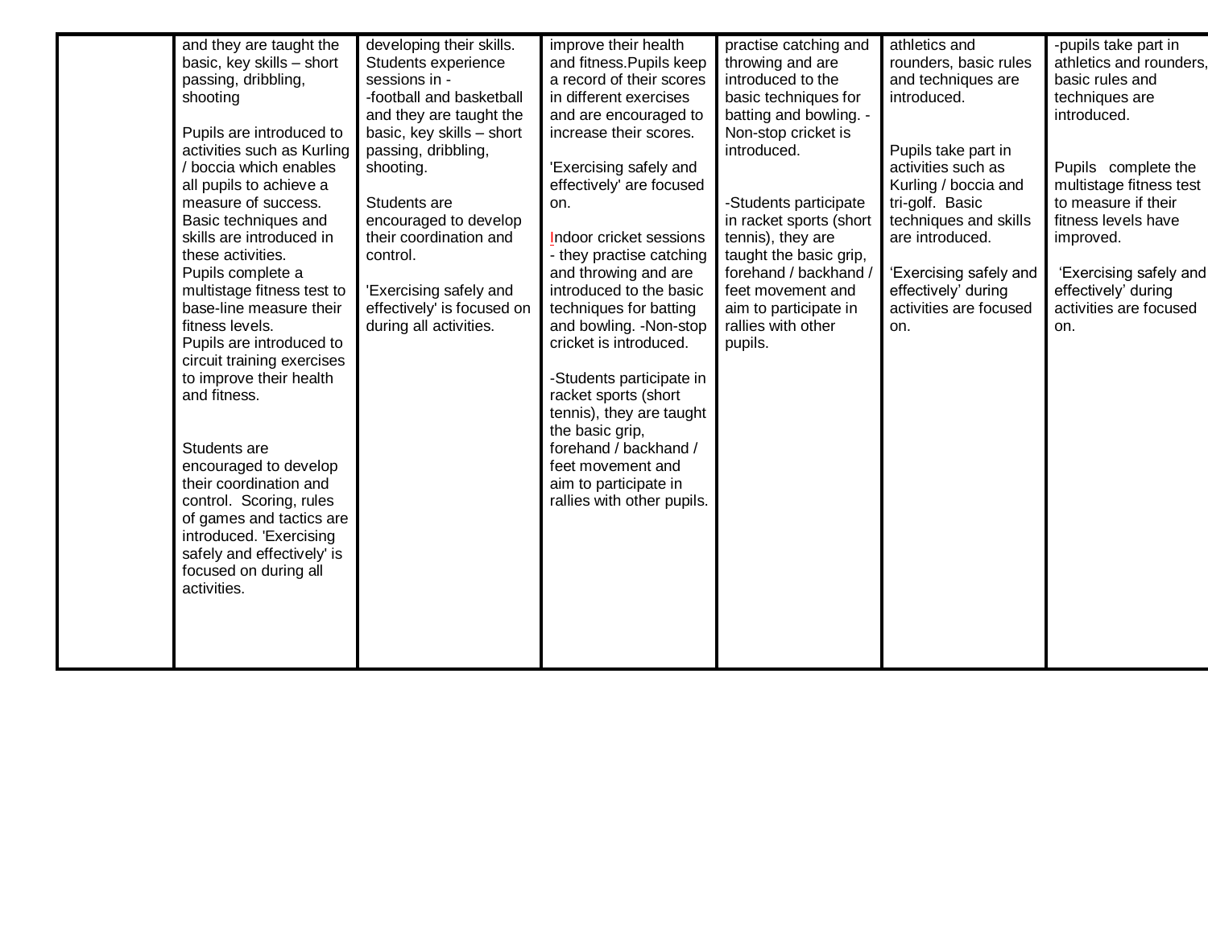|  |  |  |  |  |  |  |
|---|---|---|---|---|---|---|
|  | and they are taught the basic, key skills – short passing, dribbling, shooting<br><br>Pupils are introduced to activities such as Kurling / boccia which enables all pupils to achieve a measure of success. Basic techniques and skills are introduced in these activities.<br>Pupils complete a multistage fitness test to base-line measure their fitness levels.<br>Pupils are introduced to circuit training exercises to improve their health and fitness.<br><br>Students are encouraged to develop their coordination and control. Scoring, rules of games and tactics are introduced. 'Exercising safely and effectively' is focused on during all activities. | developing their skills. Students experience sessions in -<br>-football and basketball and they are taught the basic, key skills – short passing, dribbling, shooting.<br><br>Students are encouraged to develop their coordination and control.<br><br>'Exercising safely and effectively' is focused on during all activities. | improve their health and fitness.Pupils keep a record of their scores in different exercises and are encouraged to increase their scores.<br><br>'Exercising safely and effectively' are focused on.<br><br>Indoor cricket sessions - they practise catching and throwing and are introduced to the basic techniques for batting and bowling. -Non-stop cricket is introduced.<br><br>-Students participate in racket sports (short tennis), they are taught the basic grip, forehand / backhand / feet movement and aim to participate in rallies with other pupils. | practise catching and throwing and are introduced to the basic techniques for batting and bowling. - Non-stop cricket is introduced.<br><br>-Students participate in racket sports (short tennis), they are taught the basic grip, forehand / backhand / feet movement and aim to participate in rallies with other pupils. | athletics and rounders, basic rules and techniques are introduced.<br><br>Pupils take part in activities such as Kurling / boccia and tri-golf. Basic techniques and skills are introduced.<br><br>'Exercising safely and effectively' during activities are focused on. | -pupils take part in athletics and rounders, basic rules and techniques are introduced.<br><br>Pupils complete the multistage fitness test to measure if their fitness levels have improved.<br><br>'Exercising safely and effectively' during activities are focused on. |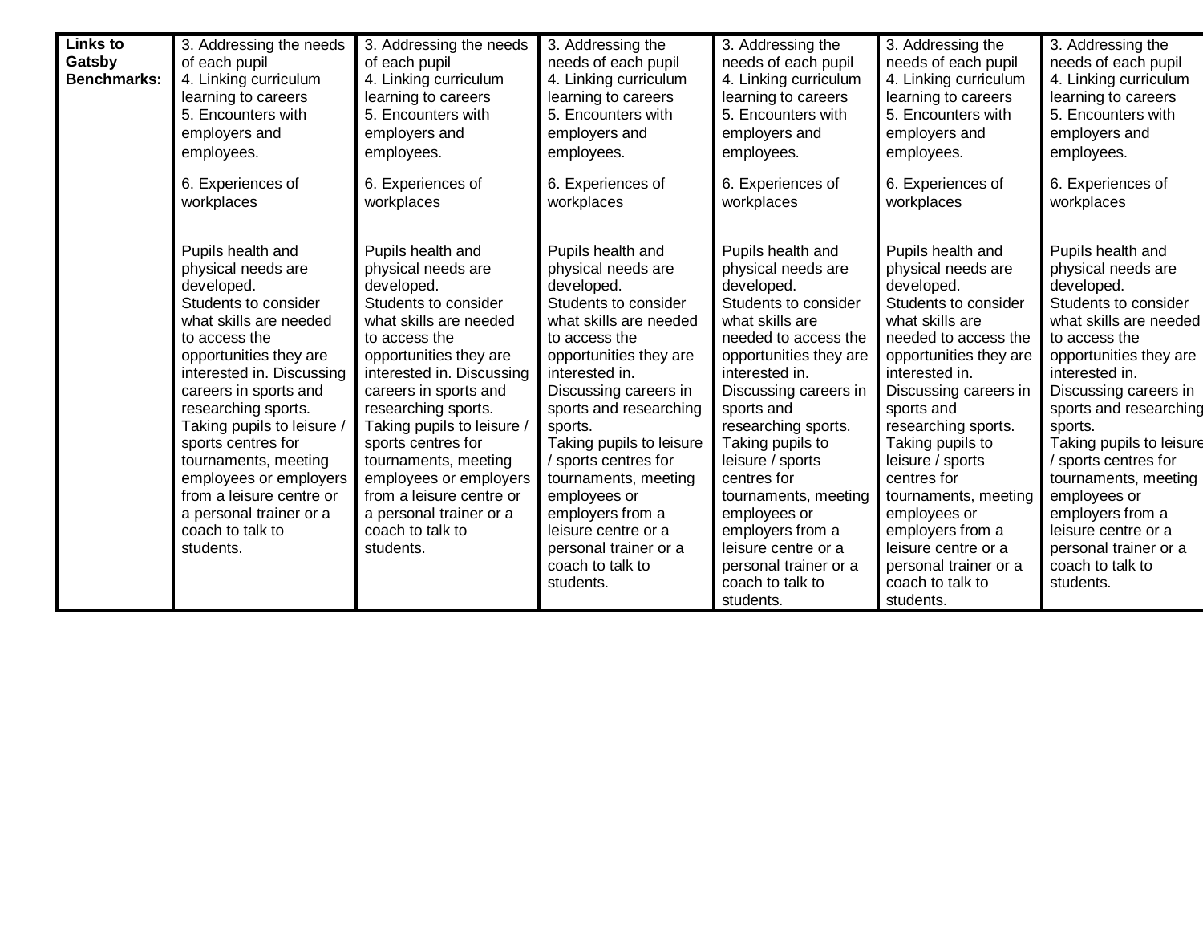| | | | | | | |
|---|---|---|---|---|---|---|
| **Links to Gatsby Benchmarks:** | 3. Addressing the needs of each pupil<br>4. Linking curriculum learning to careers<br>5. Encounters with employers and employees.<br><br>6. Experiences of workplaces<br><br>Pupils health and physical needs are developed.<br>Students to consider what skills are needed to access the opportunities they are interested in. Discussing careers in sports and researching sports.<br>Taking pupils to leisure / sports centres for tournaments, meeting employees or employers from a leisure centre or a personal trainer or a coach to talk to students. | 3. Addressing the needs of each pupil<br>4. Linking curriculum learning to careers<br>5. Encounters with employers and employees.<br><br>6. Experiences of workplaces<br><br>Pupils health and physical needs are developed.<br>Students to consider what skills are needed to access the opportunities they are interested in. Discussing careers in sports and researching sports.<br>Taking pupils to leisure / sports centres for tournaments, meeting employees or employers from a leisure centre or a personal trainer or a coach to talk to students. | 3. Addressing the needs of each pupil<br>4. Linking curriculum learning to careers<br>5. Encounters with employers and employees.<br><br>6. Experiences of workplaces<br><br>Pupils health and physical needs are developed.<br>Students to consider what skills are needed to access the opportunities they are interested in.<br>Discussing careers in sports and researching sports.<br>Taking pupils to leisure / sports centres for tournaments, meeting employees or employers from a leisure centre or a personal trainer or a coach to talk to students. | 3. Addressing the needs of each pupil<br>4. Linking curriculum learning to careers<br>5. Encounters with employers and employees.<br><br>6. Experiences of workplaces<br><br>Pupils health and physical needs are developed.<br>Students to consider what skills are needed to access the opportunities they are interested in.<br>Discussing careers in sports and researching sports.<br>Taking pupils to leisure / sports centres for tournaments, meeting employees or employers from a leisure centre or a personal trainer or a coach to talk to students. | 3. Addressing the needs of each pupil<br>4. Linking curriculum learning to careers<br>5. Encounters with employers and employees.<br><br>6. Experiences of workplaces<br><br>Pupils health and physical needs are developed.<br>Students to consider what skills are needed to access the opportunities they are interested in.<br>Discussing careers in sports and researching sports.<br>Taking pupils to leisure / sports centres for tournaments, meeting employees or employers from a leisure centre or a personal trainer or a coach to talk to students. | 3. Addressing the needs of each pupil<br>4. Linking curriculum learning to careers<br>5. Encounters with employers and employees.<br><br>6. Experiences of workplaces<br><br>Pupils health and physical needs are developed.<br>Students to consider what skills are needed to access the opportunities they are interested in.<br>Discussing careers in sports and researching sports.<br>Taking pupils to leisure / sports centres for tournaments, meeting employees or employers from a leisure centre or a personal trainer or a coach to talk to students. |